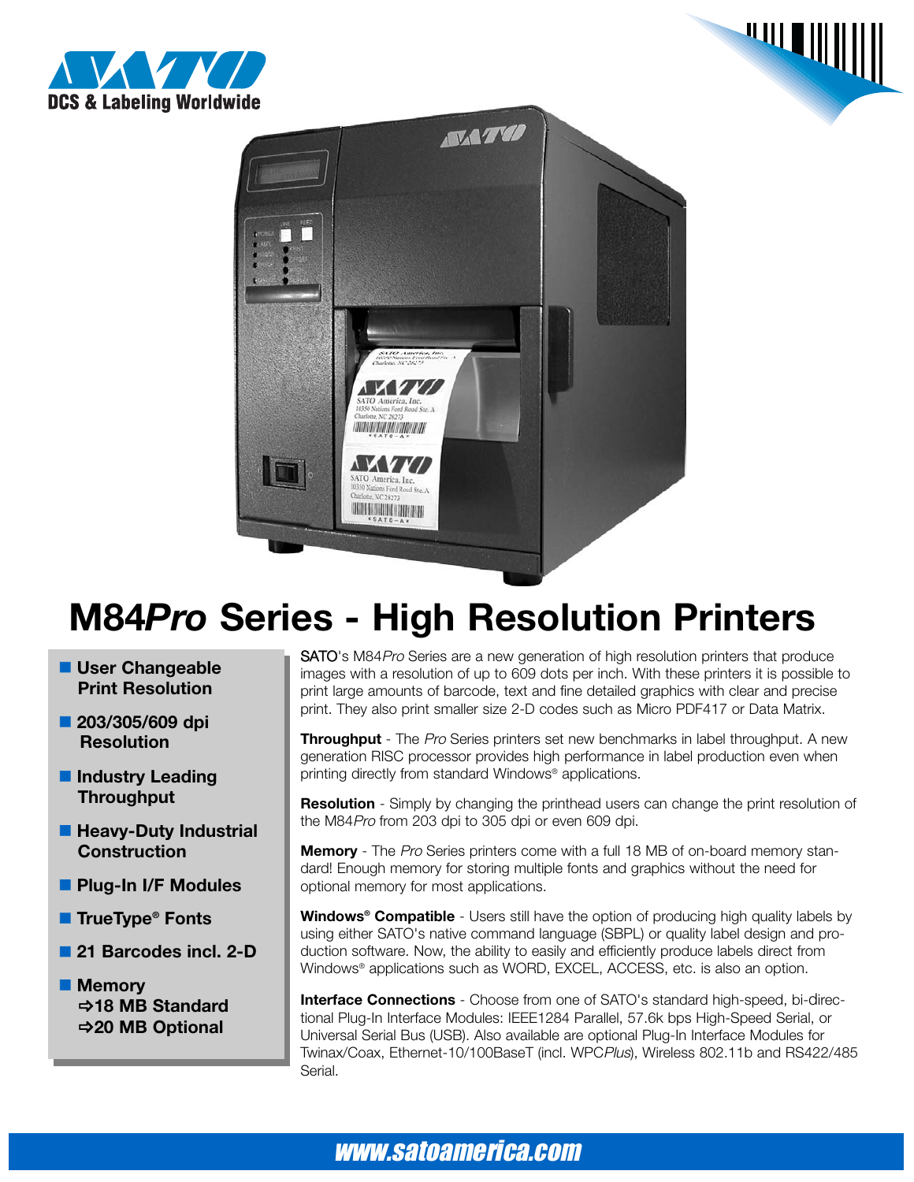SATO

DCS & Labeling Worldwide

# M84*Pro* Series - High Resolution Printers

- **User Changeable Print Resolution**
- **203/305/609 dpi Resolution**
- **Industry Leading Throughput**
- **Heavy-Duty Industrial Construction**
- **Plug-In I/F Modules**
- **TrueType® Fonts**
- **21 Barcodes incl. 2-D**
- **Memory**
  - **⇨18 MB Standard**
  - **⇨20 MB Optional**

SATO's M84*Pro* Series are a new generation of high resolution printers that produce images with a resolution of up to 609 dots per inch. With these printers it is possible to print large amounts of barcode, text and fine detailed graphics with clear and precise print. They also print smaller size 2-D codes such as Micro PDF417 or Data Matrix.

**Throughput** - The *Pro* Series printers set new benchmarks in label throughput. A new generation RISC processor provides high performance in label production even when printing directly from standard Windows® applications.

**Resolution** - Simply by changing the printhead users can change the print resolution of the M84*Pro* from 203 dpi to 305 dpi or even 609 dpi.

**Memory** - The *Pro* Series printers come with a full 18 MB of on-board memory standard! Enough memory for storing multiple fonts and graphics without the need for optional memory for most applications.

**Windows® Compatible** - Users still have the option of producing high quality labels by using either SATO's native command language (SBPL) or quality label design and production software. Now, the ability to easily and efficiently produce labels direct from Windows® applications such as WORD, EXCEL, ACCESS, etc. is also an option.

**Interface Connections** - Choose from one of SATO's standard high-speed, bi-directional Plug-In Interface Modules: IEEE1284 Parallel, 57.6k bps High-Speed Serial, or Universal Serial Bus (USB). Also available are optional Plug-In Interface Modules for Twinax/Coax, Ethernet-10/100BaseT (incl. WPC*Plus*), Wireless 802.11b and RS422/485 Serial.

www.satoamerica.com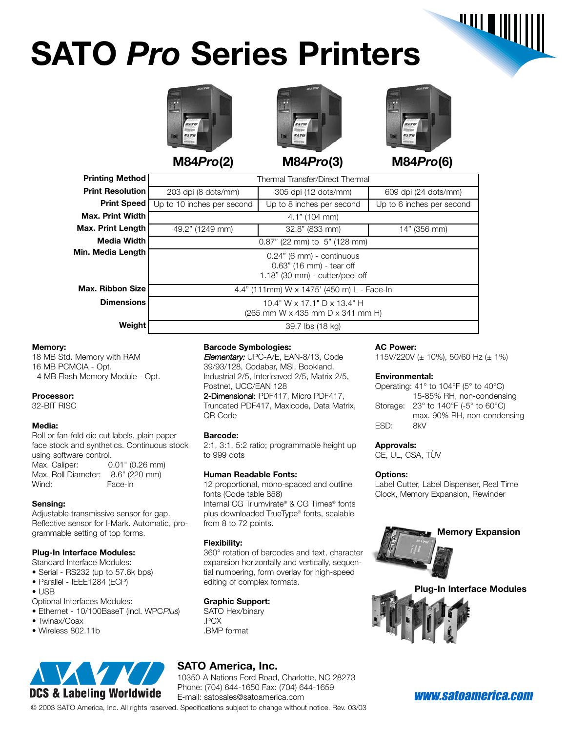# SATO *Pro* Series Printers

| | M84*Pro*(2) | M84*Pro*(3) | M84*Pro*(6) |
|---|---|---|---|
| **Printing Method** | Thermal Transfer/Direct Thermal | | |
| **Print Resolution** | 203 dpi (8 dots/mm) | 305 dpi (12 dots/mm) | 609 dpi (24 dots/mm) |
| **Print Speed** | Up to 10 inches per second | Up to 8 inches per second | Up to 6 inches per second |
| **Max. Print Width** | 4.1" (104 mm) | | |
| **Max. Print Length** | 49.2" (1249 mm) | 32.8" (833 mm) | 14" (356 mm) |
| **Media Width** | 0.87" (22 mm) to 5" (128 mm) | | |
| **Min. Media Length** | 0.24" (6 mm) - continuous<br>0.63" (16 mm) - tear off<br>1.18" (30 mm) - cutter/peel off | | |
| **Max. Ribbon Size** | 4.4" (111mm) W x 1475' (450 m) L - Face-In | | |
| **Dimensions** | 10.4" W x 17.1" D x 13.4" H<br>(265 mm W x 435 mm D x 341 mm H) | | |
| **Weight** | 39.7 lbs (18 kg) | | |

**Memory:**
18 MB Std. Memory with RAM
16 MB PCMCIA - Opt.
4 MB Flash Memory Module - Opt.

**Processor:**
32-BIT RISC

**Media:**
Roll or fan-fold die cut labels, plain paper face stock and synthetics. Continuous stock using software control.
Max. Caliper: 0.01" (0.26 mm)
Max. Roll Diameter: 8.6" (220 mm)
Wind: Face-In

**Sensing:**
Adjustable transmissive sensor for gap. Reflective sensor for I-Mark. Automatic, programmable setting of top forms.

**Plug-In Interface Modules:**
Standard Interface Modules:
- Serial - RS232 (up to 57.6k bps)
- Parallel - IEEE1284 (ECP)
- USB

Optional Interfaces Modules:
- Ethernet - 10/100BaseT (incl. WPC*Plus*)
- Twinax/Coax
- Wireless 802.11b

**Barcode Symbologies:**
*Elementary:* UPC-A/E, EAN-8/13, Code 39/93/128, Codabar, MSI, Bookland, Industrial 2/5, Interleaved 2/5, Matrix 2/5, Postnet, UCC/EAN 128
2-Dimensional: PDF417, Micro PDF417, Truncated PDF417, Maxicode, Data Matrix, QR Code

**Barcode:**
2:1, 3:1, 5:2 ratio; programmable height up to 999 dots

**Human Readable Fonts:**
12 proportional, mono-spaced and outline fonts (Code table 858)
Internal CG Triumvirate® & CG Times® fonts plus downloaded TrueType® fonts, scalable from 8 to 72 points.

**Flexibility:**
360° rotation of barcodes and text, character expansion horizontally and vertically, sequential numbering, form overlay for high-speed editing of complex formats.

**Graphic Support:**
SATO Hex/binary
.PCX
.BMP format

**AC Power:**
115V/220V (± 10%), 50/60 Hz (± 1%)

**Environmental:**
Operating: 41° to 104°F (5° to 40°C)
15-85% RH, non-condensing
Storage: 23° to 140°F (-5° to 60°C)
max. 90% RH, non-condensing
ESD: 8kV

**Approvals:**
CE, UL, CSA, TÜV

**Options:**
Label Cutter, Label Dispenser, Real Time Clock, Memory Expansion, Rewinder

**Memory Expansion**

**Plug-In Interface Modules**

DCS & Labeling Worldwide

## SATO America, Inc.

10350-A Nations Ford Road, Charlotte, NC 28273
Phone: (704) 644-1650 Fax: (704) 644-1659
E-mail: satosales@satoamerica.com

www.satoamerica.com

© 2003 SATO America, Inc. All rights reserved. Specifications subject to change without notice. Rev. 03/03